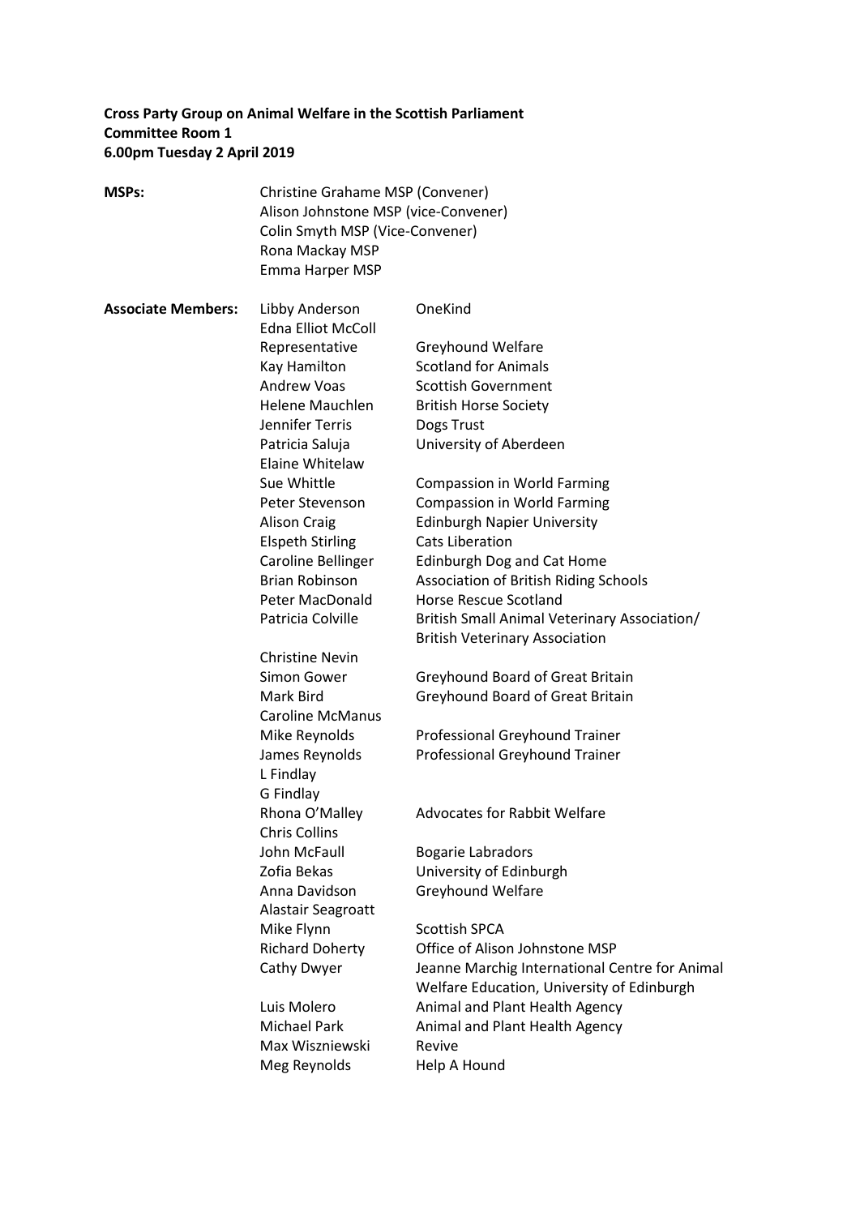**Cross Party Group on Animal Welfare in the Scottish Parliament**
**Committee Room 1**
**6.00pm Tuesday 2 April 2019**

**MSPs:**

Christine Grahame MSP (Convener)
Alison Johnstone MSP (vice-Convener)
Colin Smyth MSP (Vice-Convener)
Rona Mackay MSP
Emma Harper MSP

**Associate Members:**

| Name | Organisation |
|---|---|
| Libby Anderson | OneKind |
| Edna Elliot McColl Representative | Greyhound Welfare |
| Kay Hamilton | Scotland for Animals |
| Andrew Voas | Scottish Government |
| Helene Mauchlen | British Horse Society |
| Jennifer Terris | Dogs Trust |
| Patricia Saluja | University of Aberdeen |
| Elaine Whitelaw | |
| Sue Whittle | Compassion in World Farming |
| Peter Stevenson | Compassion in World Farming |
| Alison Craig | Edinburgh Napier University |
| Elspeth Stirling | Cats Liberation |
| Caroline Bellinger | Edinburgh Dog and Cat Home |
| Brian Robinson | Association of British Riding Schools |
| Peter MacDonald | Horse Rescue Scotland |
| Patricia Colville | British Small Animal Veterinary Association/ British Veterinary Association |
| Christine Nevin | |
| Simon Gower | Greyhound Board of Great Britain |
| Mark Bird | Greyhound Board of Great Britain |
| Caroline McManus | |
| Mike Reynolds | Professional Greyhound Trainer |
| James Reynolds | Professional Greyhound Trainer |
| L Findlay | |
| G Findlay | |
| Rhona O'Malley | Advocates for Rabbit Welfare |
| Chris Collins | |
| John McFaull | Bogarie Labradors |
| Zofia Bekas | University of Edinburgh |
| Anna Davidson | Greyhound Welfare |
| Alastair Seagroatt | |
| Mike Flynn | Scottish SPCA |
| Richard Doherty | Office of Alison Johnstone MSP |
| Cathy Dwyer | Jeanne Marchig International Centre for Animal Welfare Education, University of Edinburgh |
| Luis Molero | Animal and Plant Health Agency |
| Michael Park | Animal and Plant Health Agency |
| Max Wiszniewski | Revive |
| Meg Reynolds | Help A Hound |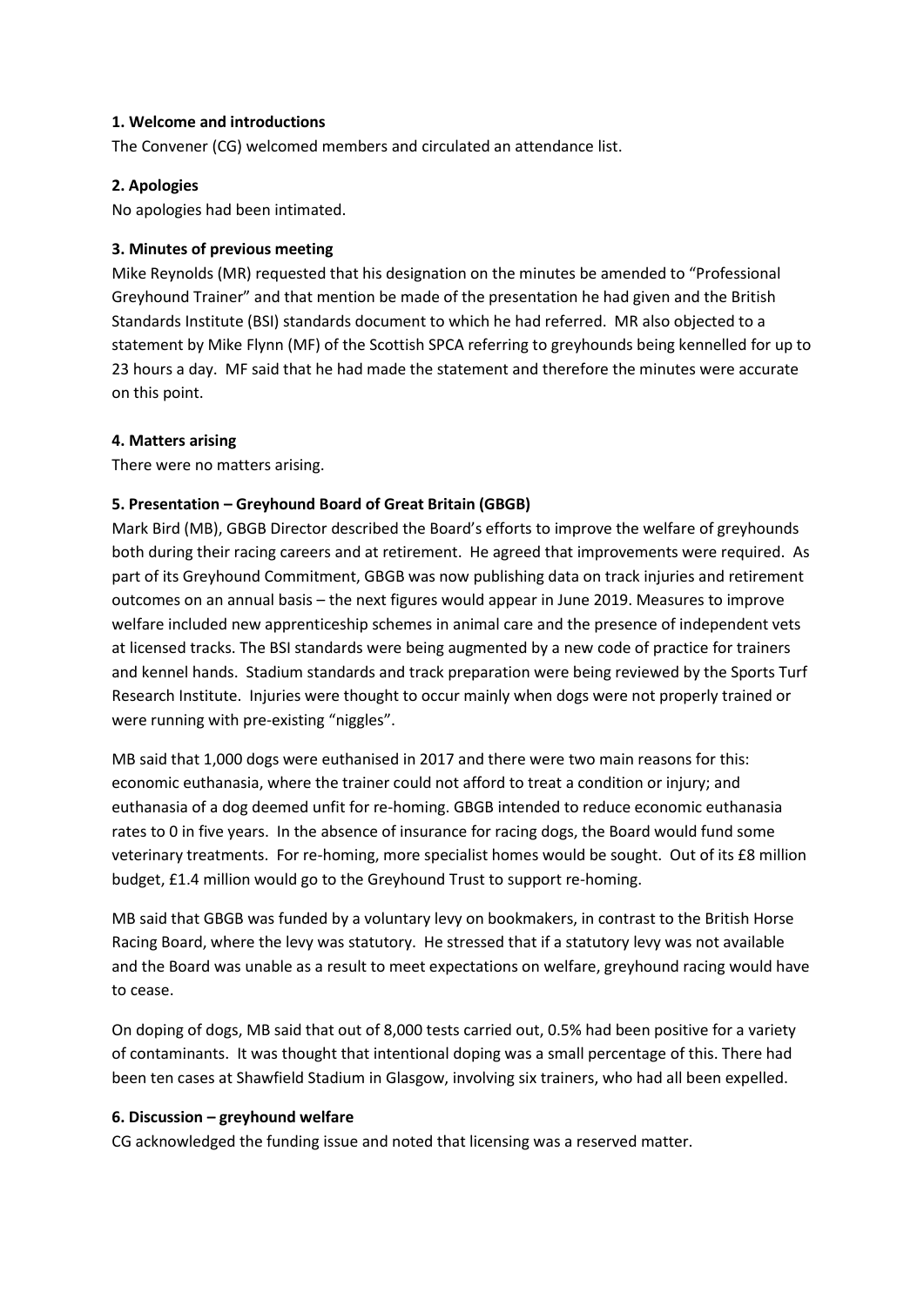**1. Welcome and introductions**

The Convener (CG) welcomed members and circulated an attendance list.

**2. Apologies**

No apologies had been intimated.

**3. Minutes of previous meeting**

Mike Reynolds (MR) requested that his designation on the minutes be amended to "Professional Greyhound Trainer" and that mention be made of the presentation he had given and the British Standards Institute (BSI) standards document to which he had referred. MR also objected to a statement by Mike Flynn (MF) of the Scottish SPCA referring to greyhounds being kennelled for up to 23 hours a day. MF said that he had made the statement and therefore the minutes were accurate on this point.

**4. Matters arising**

There were no matters arising.

**5. Presentation – Greyhound Board of Great Britain (GBGB)**

Mark Bird (MB), GBGB Director described the Board's efforts to improve the welfare of greyhounds both during their racing careers and at retirement. He agreed that improvements were required. As part of its Greyhound Commitment, GBGB was now publishing data on track injuries and retirement outcomes on an annual basis – the next figures would appear in June 2019. Measures to improve welfare included new apprenticeship schemes in animal care and the presence of independent vets at licensed tracks. The BSI standards were being augmented by a new code of practice for trainers and kennel hands. Stadium standards and track preparation were being reviewed by the Sports Turf Research Institute. Injuries were thought to occur mainly when dogs were not properly trained or were running with pre-existing "niggles".

MB said that 1,000 dogs were euthanised in 2017 and there were two main reasons for this: economic euthanasia, where the trainer could not afford to treat a condition or injury; and euthanasia of a dog deemed unfit for re-homing. GBGB intended to reduce economic euthanasia rates to 0 in five years. In the absence of insurance for racing dogs, the Board would fund some veterinary treatments. For re-homing, more specialist homes would be sought. Out of its £8 million budget, £1.4 million would go to the Greyhound Trust to support re-homing.

MB said that GBGB was funded by a voluntary levy on bookmakers, in contrast to the British Horse Racing Board, where the levy was statutory. He stressed that if a statutory levy was not available and the Board was unable as a result to meet expectations on welfare, greyhound racing would have to cease.

On doping of dogs, MB said that out of 8,000 tests carried out, 0.5% had been positive for a variety of contaminants. It was thought that intentional doping was a small percentage of this. There had been ten cases at Shawfield Stadium in Glasgow, involving six trainers, who had all been expelled.

**6. Discussion – greyhound welfare**

CG acknowledged the funding issue and noted that licensing was a reserved matter.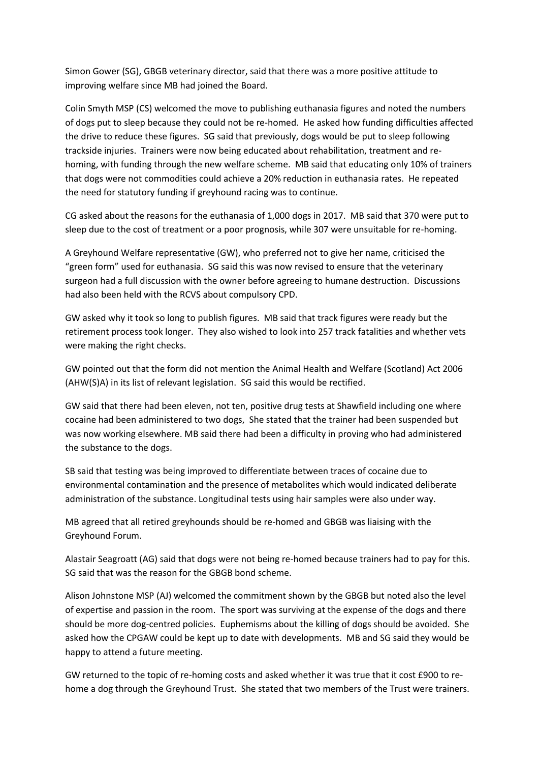Simon Gower (SG), GBGB veterinary director, said that there was a more positive attitude to improving welfare since MB had joined the Board.

Colin Smyth MSP (CS) welcomed the move to publishing euthanasia figures and noted the numbers of dogs put to sleep because they could not be re-homed. He asked how funding difficulties affected the drive to reduce these figures. SG said that previously, dogs would be put to sleep following trackside injuries. Trainers were now being educated about rehabilitation, treatment and re-homing, with funding through the new welfare scheme. MB said that educating only 10% of trainers that dogs were not commodities could achieve a 20% reduction in euthanasia rates. He repeated the need for statutory funding if greyhound racing was to continue.

CG asked about the reasons for the euthanasia of 1,000 dogs in 2017. MB said that 370 were put to sleep due to the cost of treatment or a poor prognosis, while 307 were unsuitable for re-homing.

A Greyhound Welfare representative (GW), who preferred not to give her name, criticised the "green form" used for euthanasia. SG said this was now revised to ensure that the veterinary surgeon had a full discussion with the owner before agreeing to humane destruction. Discussions had also been held with the RCVS about compulsory CPD.

GW asked why it took so long to publish figures. MB said that track figures were ready but the retirement process took longer. They also wished to look into 257 track fatalities and whether vets were making the right checks.

GW pointed out that the form did not mention the Animal Health and Welfare (Scotland) Act 2006 (AHW(S)A) in its list of relevant legislation. SG said this would be rectified.

GW said that there had been eleven, not ten, positive drug tests at Shawfield including one where cocaine had been administered to two dogs, She stated that the trainer had been suspended but was now working elsewhere. MB said there had been a difficulty in proving who had administered the substance to the dogs.

SB said that testing was being improved to differentiate between traces of cocaine due to environmental contamination and the presence of metabolites which would indicated deliberate administration of the substance. Longitudinal tests using hair samples were also under way.

MB agreed that all retired greyhounds should be re-homed and GBGB was liaising with the Greyhound Forum.

Alastair Seagroatt (AG) said that dogs were not being re-homed because trainers had to pay for this. SG said that was the reason for the GBGB bond scheme.

Alison Johnstone MSP (AJ) welcomed the commitment shown by the GBGB but noted also the level of expertise and passion in the room. The sport was surviving at the expense of the dogs and there should be more dog-centred policies. Euphemisms about the killing of dogs should be avoided. She asked how the CPGAW could be kept up to date with developments. MB and SG said they would be happy to attend a future meeting.

GW returned to the topic of re-homing costs and asked whether it was true that it cost £900 to re-home a dog through the Greyhound Trust. She stated that two members of the Trust were trainers.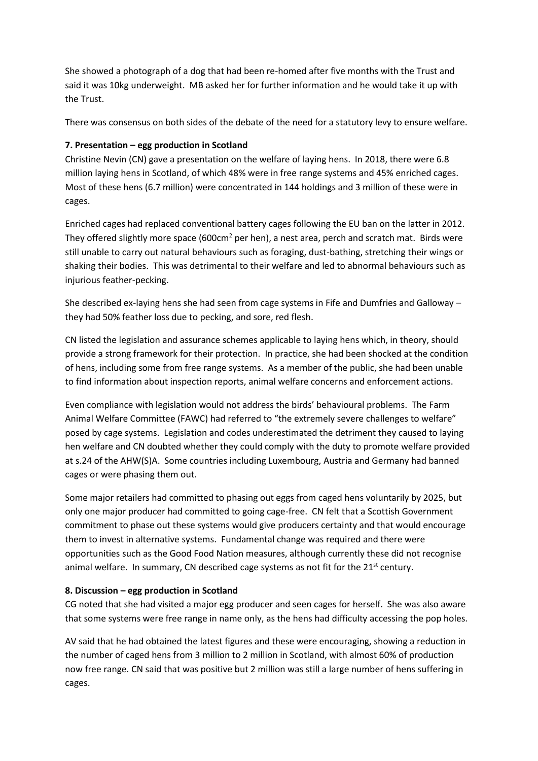She showed a photograph of a dog that had been re-homed after five months with the Trust and said it was 10kg underweight. MB asked her for further information and he would take it up with the Trust.

There was consensus on both sides of the debate of the need for a statutory levy to ensure welfare.

**7. Presentation – egg production in Scotland**

Christine Nevin (CN) gave a presentation on the welfare of laying hens. In 2018, there were 6.8 million laying hens in Scotland, of which 48% were in free range systems and 45% enriched cages. Most of these hens (6.7 million) were concentrated in 144 holdings and 3 million of these were in cages.

Enriched cages had replaced conventional battery cages following the EU ban on the latter in 2012. They offered slightly more space (600cm$^2$ per hen), a nest area, perch and scratch mat. Birds were still unable to carry out natural behaviours such as foraging, dust-bathing, stretching their wings or shaking their bodies. This was detrimental to their welfare and led to abnormal behaviours such as injurious feather-pecking.

She described ex-laying hens she had seen from cage systems in Fife and Dumfries and Galloway – they had 50% feather loss due to pecking, and sore, red flesh.

CN listed the legislation and assurance schemes applicable to laying hens which, in theory, should provide a strong framework for their protection. In practice, she had been shocked at the condition of hens, including some from free range systems. As a member of the public, she had been unable to find information about inspection reports, animal welfare concerns and enforcement actions.

Even compliance with legislation would not address the birds' behavioural problems. The Farm Animal Welfare Committee (FAWC) had referred to "the extremely severe challenges to welfare" posed by cage systems. Legislation and codes underestimated the detriment they caused to laying hen welfare and CN doubted whether they could comply with the duty to promote welfare provided at s.24 of the AHW(S)A. Some countries including Luxembourg, Austria and Germany had banned cages or were phasing them out.

Some major retailers had committed to phasing out eggs from caged hens voluntarily by 2025, but only one major producer had committed to going cage-free. CN felt that a Scottish Government commitment to phase out these systems would give producers certainty and that would encourage them to invest in alternative systems. Fundamental change was required and there were opportunities such as the Good Food Nation measures, although currently these did not recognise animal welfare. In summary, CN described cage systems as not fit for the 21st century.

**8. Discussion – egg production in Scotland**

CG noted that she had visited a major egg producer and seen cages for herself. She was also aware that some systems were free range in name only, as the hens had difficulty accessing the pop holes.

AV said that he had obtained the latest figures and these were encouraging, showing a reduction in the number of caged hens from 3 million to 2 million in Scotland, with almost 60% of production now free range. CN said that was positive but 2 million was still a large number of hens suffering in cages.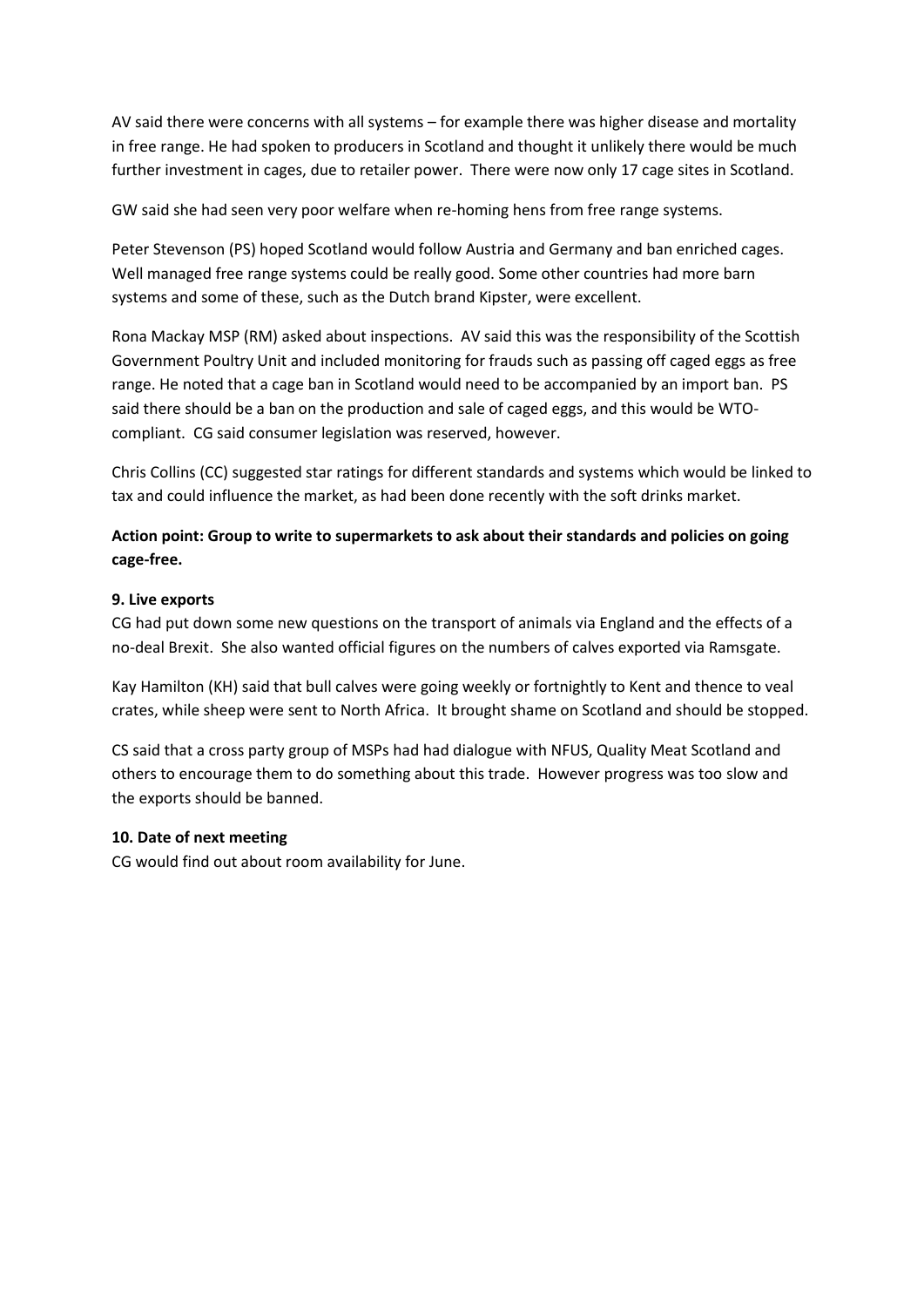AV said there were concerns with all systems – for example there was higher disease and mortality in free range. He had spoken to producers in Scotland and thought it unlikely there would be much further investment in cages, due to retailer power. There were now only 17 cage sites in Scotland.

GW said she had seen very poor welfare when re-homing hens from free range systems.

Peter Stevenson (PS) hoped Scotland would follow Austria and Germany and ban enriched cages. Well managed free range systems could be really good. Some other countries had more barn systems and some of these, such as the Dutch brand Kipster, were excellent.

Rona Mackay MSP (RM) asked about inspections. AV said this was the responsibility of the Scottish Government Poultry Unit and included monitoring for frauds such as passing off caged eggs as free range. He noted that a cage ban in Scotland would need to be accompanied by an import ban. PS said there should be a ban on the production and sale of caged eggs, and this would be WTO-compliant. CG said consumer legislation was reserved, however.

Chris Collins (CC) suggested star ratings for different standards and systems which would be linked to tax and could influence the market, as had been done recently with the soft drinks market.

**Action point: Group to write to supermarkets to ask about their standards and policies on going cage-free.**

**9. Live exports**

CG had put down some new questions on the transport of animals via England and the effects of a no-deal Brexit. She also wanted official figures on the numbers of calves exported via Ramsgate.

Kay Hamilton (KH) said that bull calves were going weekly or fortnightly to Kent and thence to veal crates, while sheep were sent to North Africa. It brought shame on Scotland and should be stopped.

CS said that a cross party group of MSPs had had dialogue with NFUS, Quality Meat Scotland and others to encourage them to do something about this trade. However progress was too slow and the exports should be banned.

**10. Date of next meeting**

CG would find out about room availability for June.